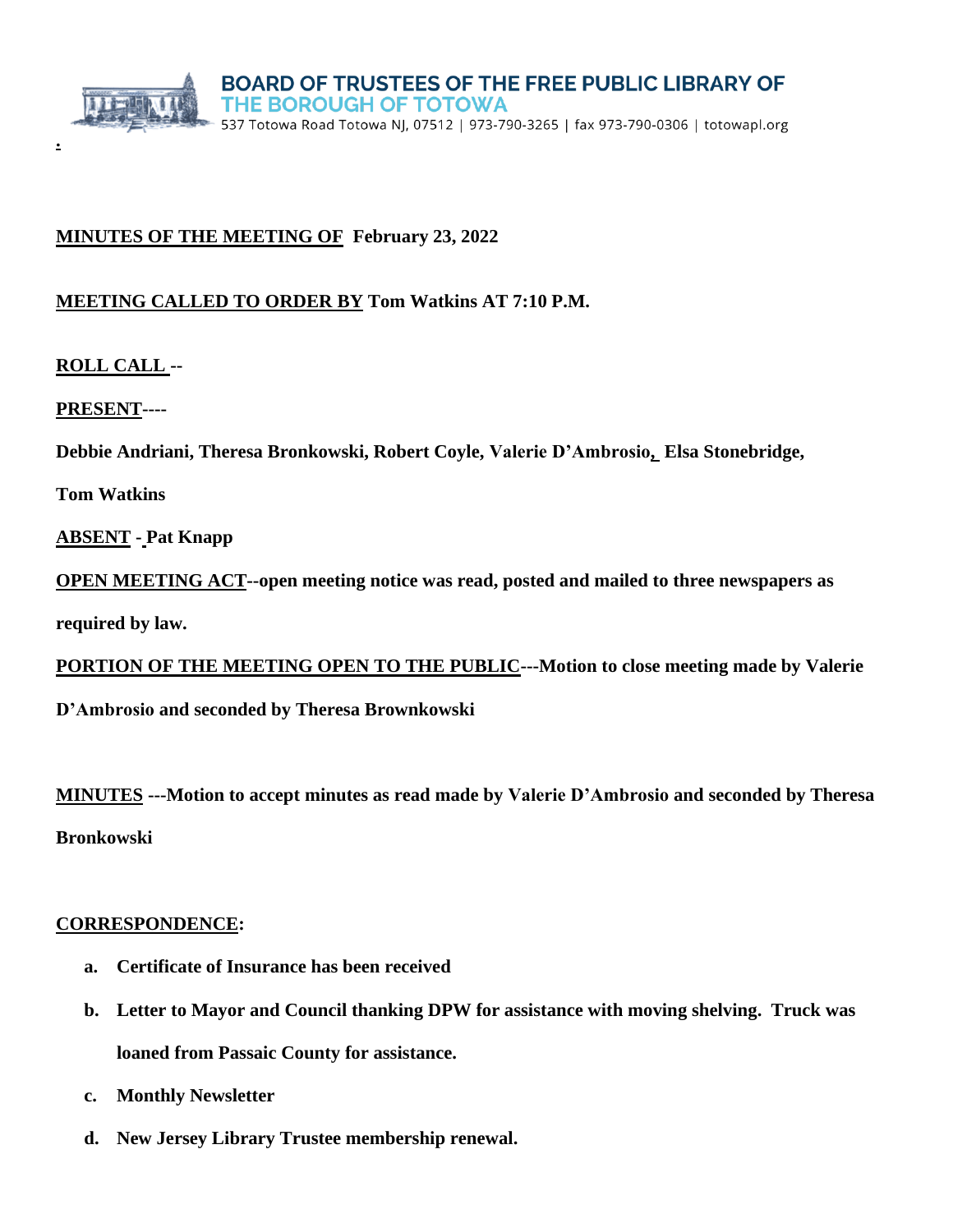**BOARD OF TRUSTEES OF THE FREE PUBLIC LIBRARY OF THE BOROUGH OF TOTOWA**

537 Totowa Road Totowa NJ, 07512 | 973-790-3265 | fax 973-790-0306 | totowapl.org

**MINUTES OF THE MEETING OF February 23, 2022**

**MEETING CALLED TO ORDER BY Tom Watkins AT 7:10 P.M.**

**ROLL CALL --**

**PRESENT----**

**Debbie Andriani, Theresa Bronkowski, Robert Coyle, Valerie D'Ambrosio, Elsa Stonebridge, Tom Watkins**

**ABSENT - Pat Knapp**

**OPEN MEETING ACT--open meeting notice was read, posted and mailed to three newspapers as required by law.**

**PORTION OF THE MEETING OPEN TO THE PUBLIC---Motion to close meeting made by Valerie D'Ambrosio and seconded by Theresa Brownkowski**

**MINUTES ---Motion to accept minutes as read made by Valerie D'Ambrosio and seconded by Theresa Bronkowski**

**CORRESPONDENCE:**

a. **Certificate of Insurance has been received**
b. **Letter to Mayor and Council thanking DPW for assistance with moving shelving. Truck was loaned from Passaic County for assistance.**
c. **Monthly Newsletter**
d. **New Jersey Library Trustee membership renewal.**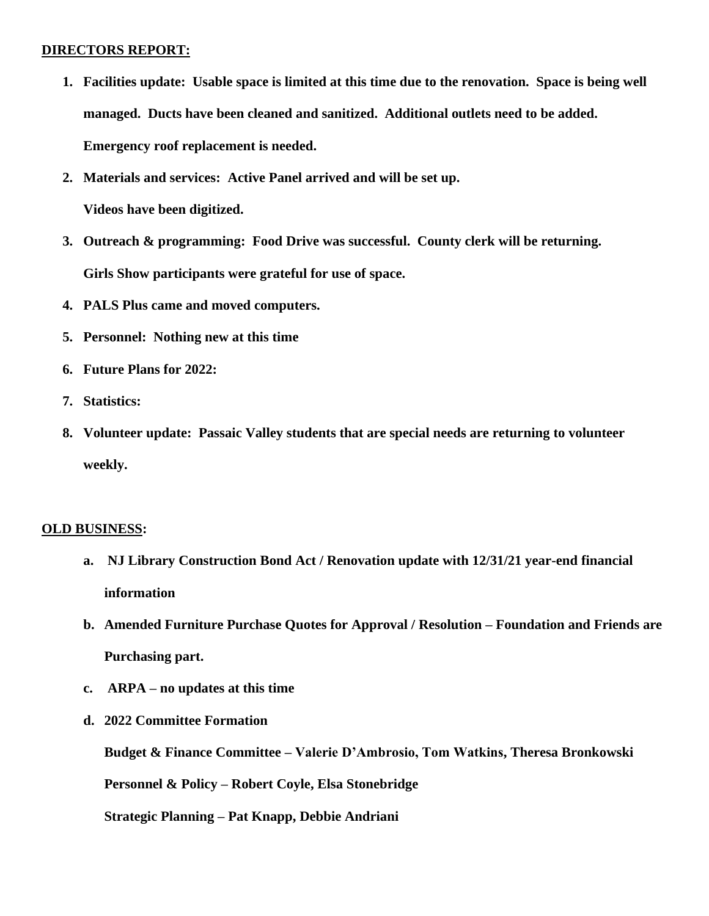## DIRECTORS REPORT:

1. **Facilities update: Usable space is limited at this time due to the renovation. Space is being well managed. Ducts have been cleaned and sanitized. Additional outlets need to be added. Emergency roof replacement is needed.**
2. **Materials and services: Active Panel arrived and will be set up.**

   **Videos have been digitized.**
3. **Outreach & programming: Food Drive was successful. County clerk will be returning.**

   **Girls Show participants were grateful for use of space.**
4. **PALS Plus came and moved computers.**
5. **Personnel: Nothing new at this time**
6. **Future Plans for 2022:**
7. **Statistics:**
8. **Volunteer update: Passaic Valley students that are special needs are returning to volunteer weekly.**

## OLD BUSINESS:

a. **NJ Library Construction Bond Act / Renovation update with 12/31/21 year-end financial information**

b. **Amended Furniture Purchase Quotes for Approval / Resolution – Foundation and Friends are Purchasing part.**

c. **ARPA – no updates at this time**

d. **2022 Committee Formation**

   **Budget & Finance Committee – Valerie D'Ambrosio, Tom Watkins, Theresa Bronkowski**

   **Personnel & Policy – Robert Coyle, Elsa Stonebridge**

   **Strategic Planning – Pat Knapp, Debbie Andriani**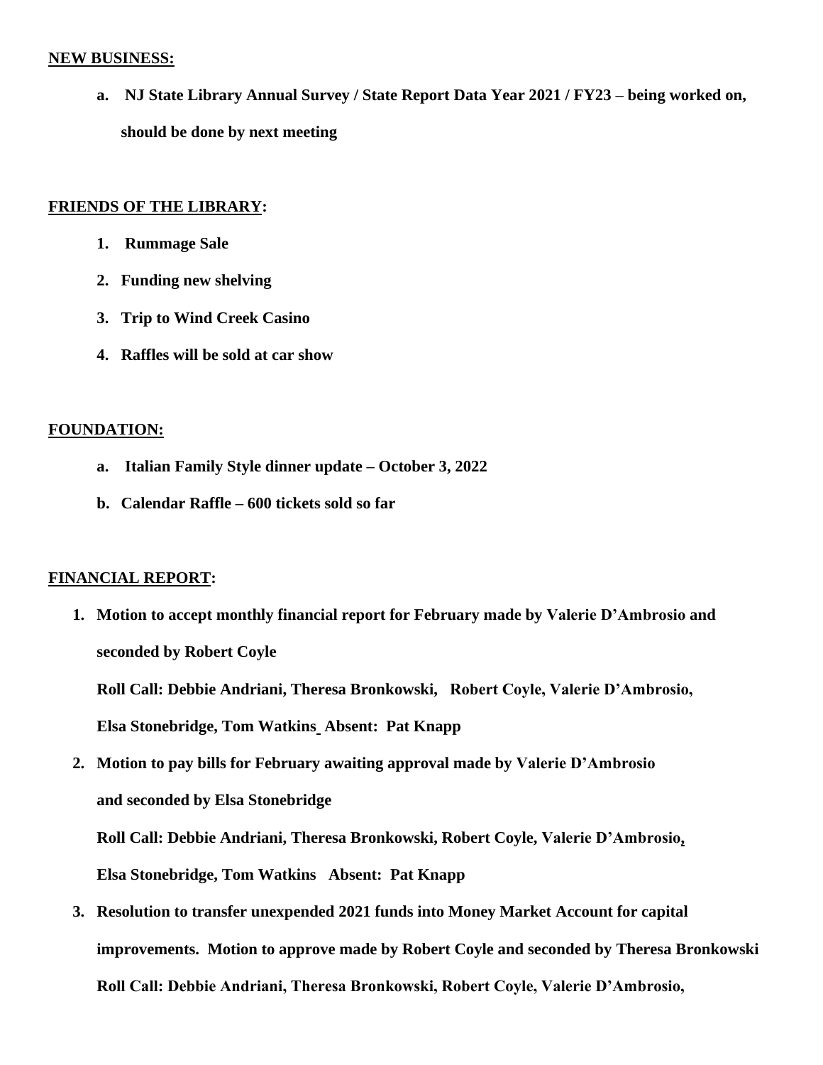**NEW BUSINESS:**

a. **NJ State Library Annual Survey / State Report Data Year 2021 / FY23 – being worked on, should be done by next meeting**

**FRIENDS OF THE LIBRARY:**

1. **Rummage Sale**
2. **Funding new shelving**
3. **Trip to Wind Creek Casino**
4. **Raffles will be sold at car show**

**FOUNDATION:**

a. **Italian Family Style dinner update – October 3, 2022**

b. **Calendar Raffle – 600 tickets sold so far**

**FINANCIAL REPORT:**

1. **Motion to accept monthly financial report for February made by Valerie D'Ambrosio and seconded by Robert Coyle**

   **Roll Call: Debbie Andriani, Theresa Bronkowski, Robert Coyle, Valerie D'Ambrosio, Elsa Stonebridge, Tom Watkins Absent: Pat Knapp**

2. **Motion to pay bills for February awaiting approval made by Valerie D'Ambrosio and seconded by Elsa Stonebridge**

   **Roll Call: Debbie Andriani, Theresa Bronkowski, Robert Coyle, Valerie D'Ambrosio, Elsa Stonebridge, Tom Watkins Absent: Pat Knapp**

3. **Resolution to transfer unexpended 2021 funds into Money Market Account for capital improvements. Motion to approve made by Robert Coyle and seconded by Theresa Bronkowski**

   **Roll Call: Debbie Andriani, Theresa Bronkowski, Robert Coyle, Valerie D'Ambrosio,**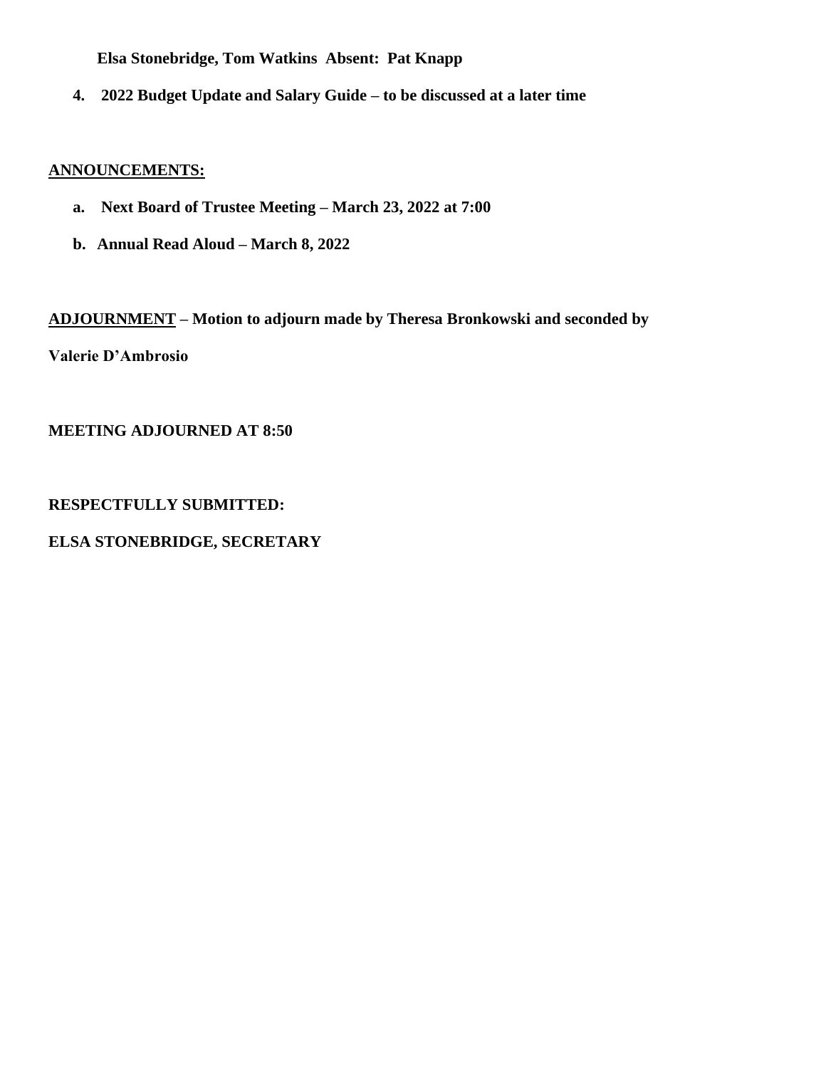**Elsa Stonebridge, Tom Watkins  Absent:  Pat Knapp**

4. **2022 Budget Update and Salary Guide – to be discussed at a later time**

**ANNOUNCEMENTS:**

a. **Next Board of Trustee Meeting – March 23, 2022 at 7:00**

b. **Annual Read Aloud – March 8, 2022**

**ADJOURNMENT – Motion to adjourn made by Theresa Bronkowski and seconded by Valerie D'Ambrosio**

**MEETING ADJOURNED AT 8:50**

**RESPECTFULLY SUBMITTED:**

**ELSA STONEBRIDGE, SECRETARY**